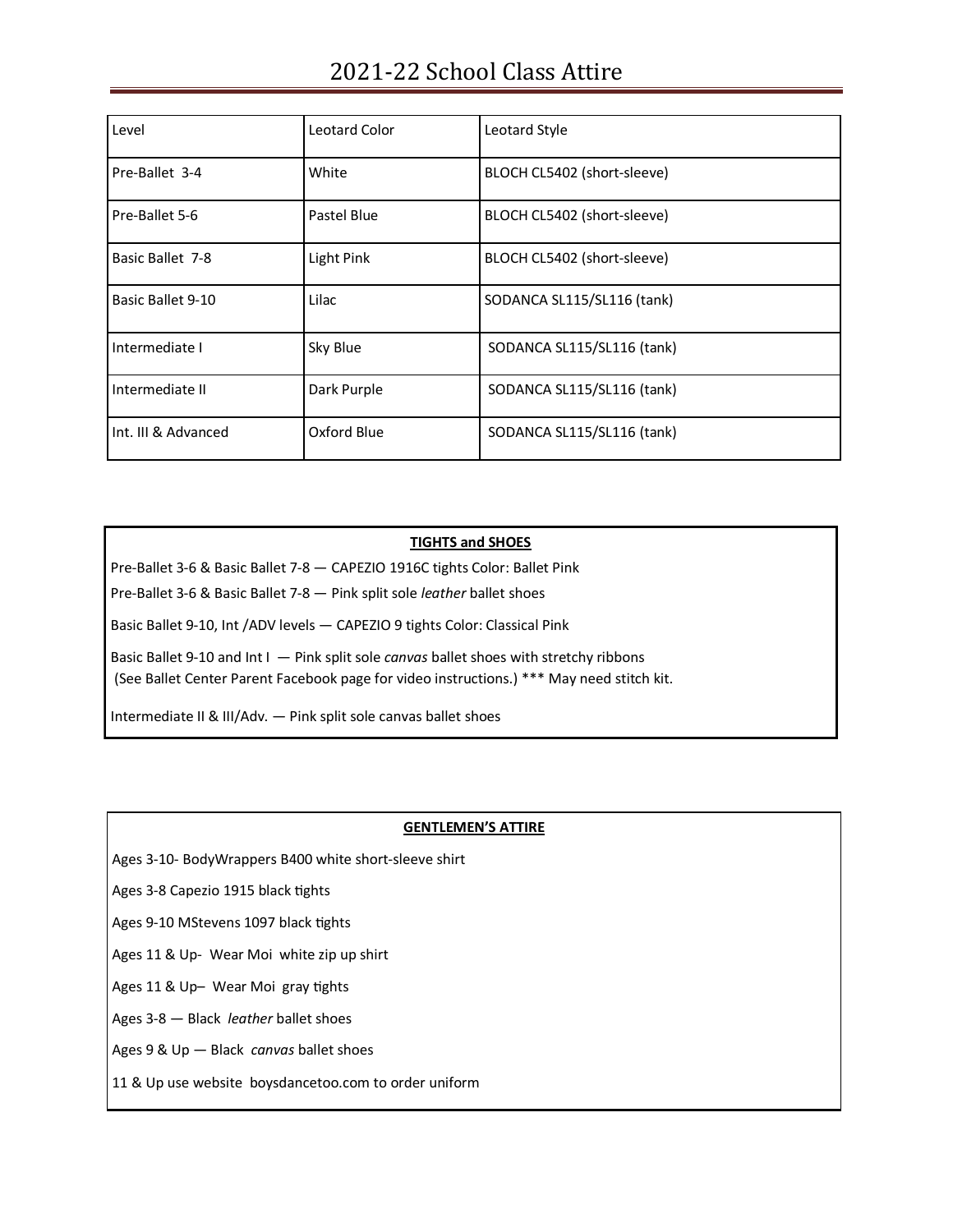# 2021-22 School Class Attire

| Level | Leotard Color | Leotard Style |
|---|---|---|
| Pre-Ballet 3-4 | White | BLOCH CL5402 (short-sleeve) |
| Pre-Ballet 5-6 | Pastel Blue | BLOCH CL5402 (short-sleeve) |
| Basic Ballet 7-8 | Light Pink | BLOCH CL5402 (short-sleeve) |
| Basic Ballet 9-10 | Lilac | SODANCA SL115/SL116 (tank) |
| Intermediate I | Sky Blue | SODANCA SL115/SL116 (tank) |
| Intermediate II | Dark Purple | SODANCA SL115/SL116 (tank) |
| Int. III & Advanced | Oxford Blue | SODANCA SL115/SL116 (tank) |

**TIGHTS and SHOES**

Pre-Ballet 3-6 & Basic Ballet 7-8 — CAPEZIO 1916C tights Color: Ballet Pink

Pre-Ballet 3-6 & Basic Ballet 7-8 — Pink split sole *leather* ballet shoes

Basic Ballet 9-10, Int /ADV levels — CAPEZIO 9 tights Color: Classical Pink

Basic Ballet 9-10 and Int I — Pink split sole *canvas* ballet shoes with stretchy ribbons
(See Ballet Center Parent Facebook page for video instructions.) *** May need stitch kit.

Intermediate II & III/Adv. — Pink split sole canvas ballet shoes

**GENTLEMEN'S ATTIRE**

Ages 3-10- BodyWrappers B400 white short-sleeve shirt

Ages 3-8 Capezio 1915 black tights

Ages 9-10 MStevens 1097 black tights

Ages 11 & Up- Wear Moi white zip up shirt

Ages 11 & Up– Wear Moi gray tights

Ages 3-8 — Black *leather* ballet shoes

Ages 9 & Up — Black *canvas* ballet shoes

11 & Up use website boysdancetoo.com to order uniform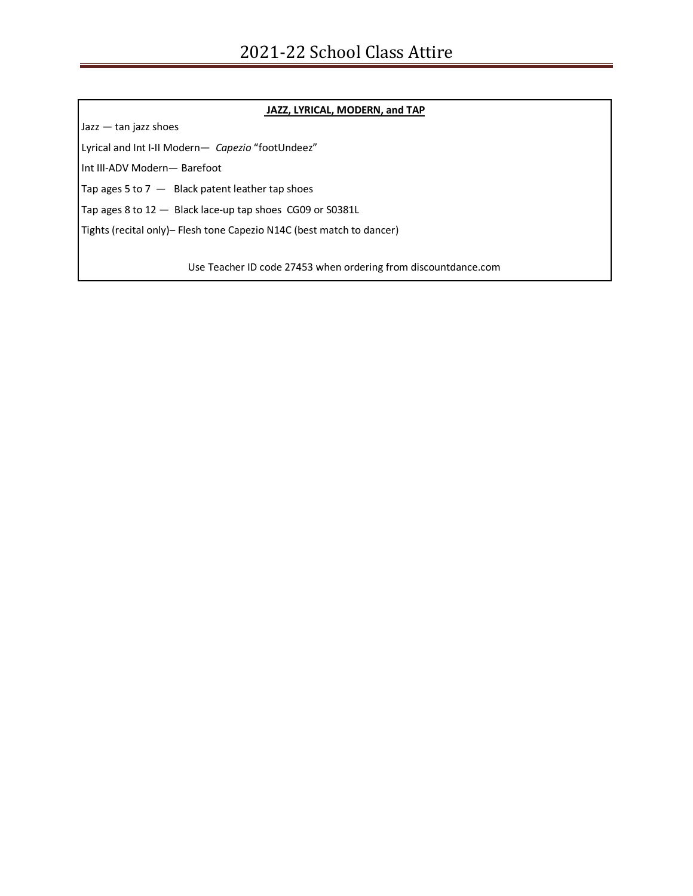# 2021-22 School Class Attire

**JAZZ, LYRICAL, MODERN, and TAP**

Jazz — tan jazz shoes

Lyrical and Int I-II Modern— *Capezio* "footUndeez"

Int III-ADV Modern— Barefoot

Tap ages 5 to 7 — Black patent leather tap shoes

Tap ages 8 to 12 — Black lace-up tap shoes CG09 or S0381L

Tights (recital only)– Flesh tone Capezio N14C (best match to dancer)

Use Teacher ID code 27453 when ordering from discountdance.com